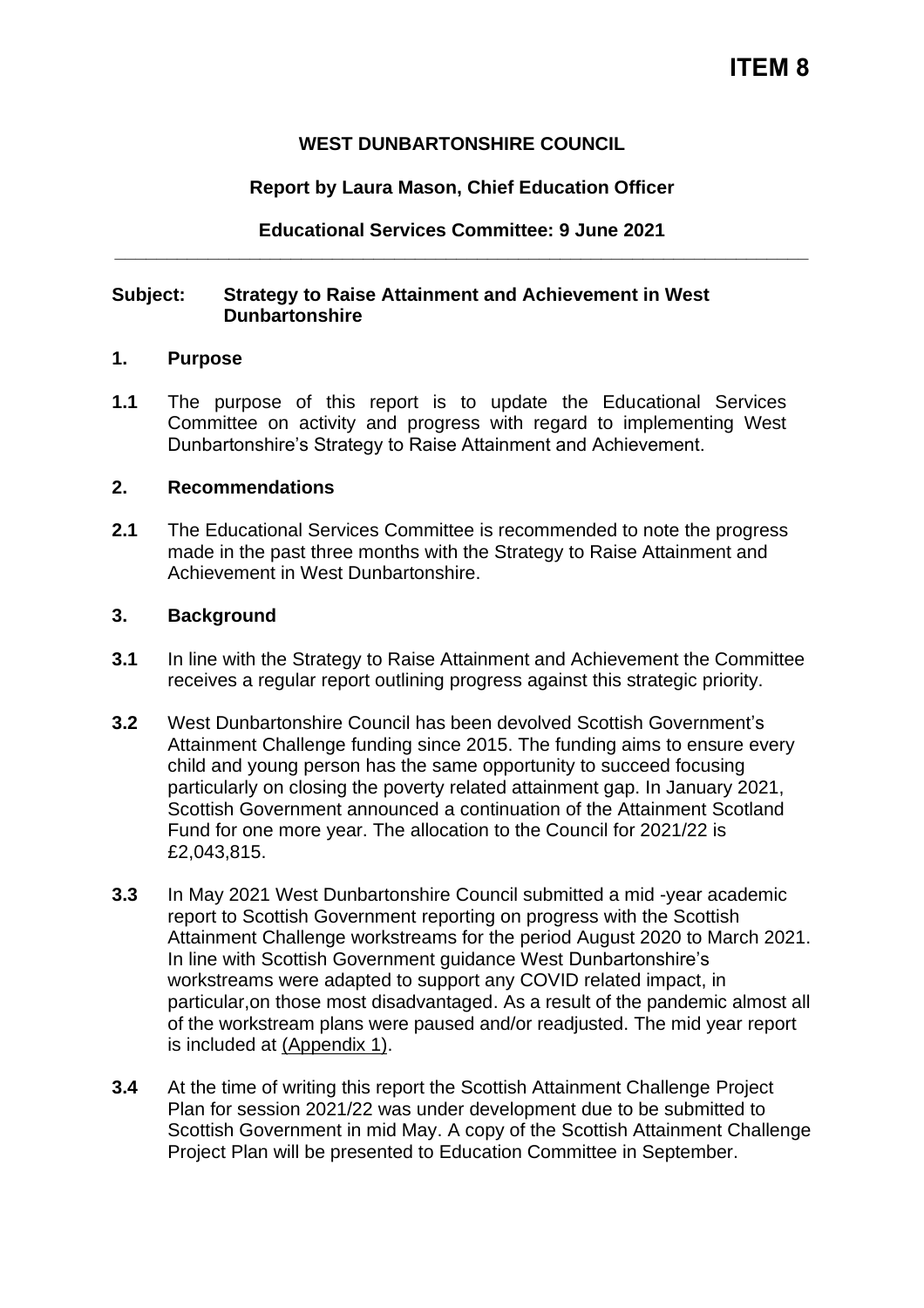# ITEM 8

**WEST DUNBARTONSHIRE COUNCIL**

**Report by Laura Mason, Chief Education Officer**

**Educational Services Committee: 9 June 2021**

---

**Subject: Strategy to Raise Attainment and Achievement in West Dunbartonshire**

## 1. Purpose

**1.1** The purpose of this report is to update the Educational Services Committee on activity and progress with regard to implementing West Dunbartonshire's Strategy to Raise Attainment and Achievement.

## 2. Recommendations

**2.1** The Educational Services Committee is recommended to note the progress made in the past three months with the Strategy to Raise Attainment and Achievement in West Dunbartonshire.

## 3. Background

**3.1** In line with the Strategy to Raise Attainment and Achievement the Committee receives a regular report outlining progress against this strategic priority.

**3.2** West Dunbartonshire Council has been devolved Scottish Government's Attainment Challenge funding since 2015. The funding aims to ensure every child and young person has the same opportunity to succeed focusing particularly on closing the poverty related attainment gap. In January 2021, Scottish Government announced a continuation of the Attainment Scotland Fund for one more year. The allocation to the Council for 2021/22 is £2,043,815.

**3.3** In May 2021 West Dunbartonshire Council submitted a mid -year academic report to Scottish Government reporting on progress with the Scottish Attainment Challenge workstreams for the period August 2020 to March 2021. In line with Scottish Government guidance West Dunbartonshire's workstreams were adapted to support any COVID related impact, in particular,on those most disadvantaged. As a result of the pandemic almost all of the workstream plans were paused and/or readjusted. The mid year report is included at (Appendix 1).

**3.4** At the time of writing this report the Scottish Attainment Challenge Project Plan for session 2021/22 was under development due to be submitted to Scottish Government in mid May. A copy of the Scottish Attainment Challenge Project Plan will be presented to Education Committee in September.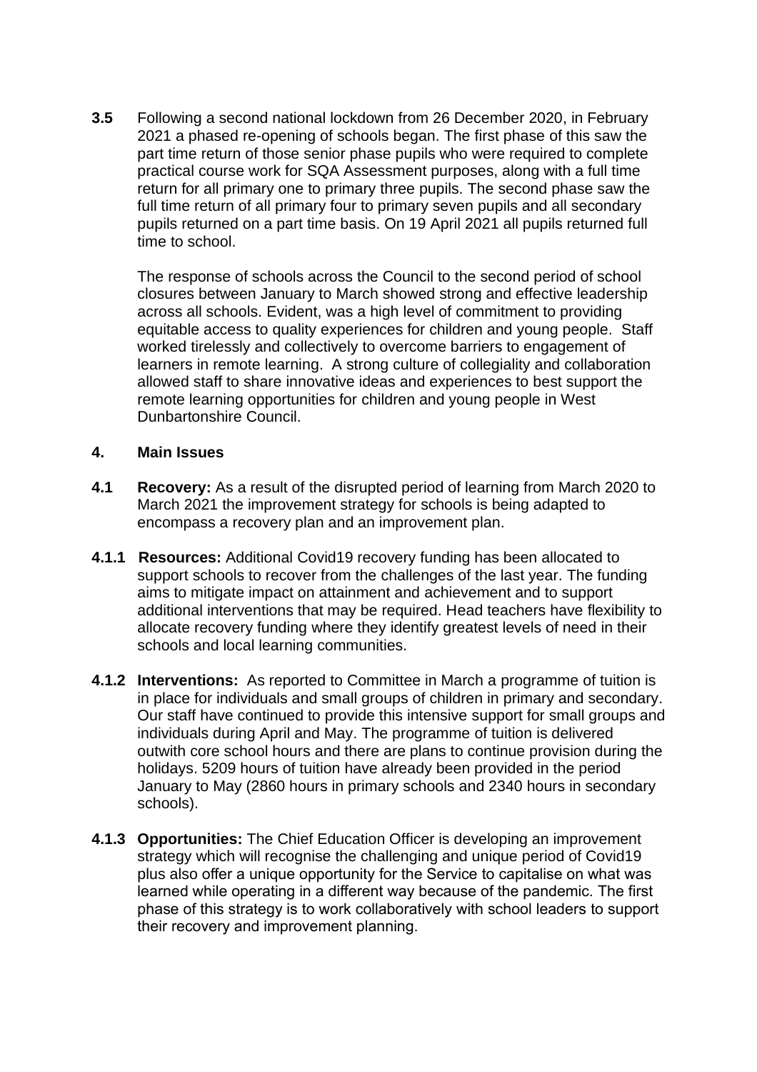**3.5** Following a second national lockdown from 26 December 2020, in February 2021 a phased re-opening of schools began. The first phase of this saw the part time return of those senior phase pupils who were required to complete practical course work for SQA Assessment purposes, along with a full time return for all primary one to primary three pupils. The second phase saw the full time return of all primary four to primary seven pupils and all secondary pupils returned on a part time basis. On 19 April 2021 all pupils returned full time to school.

The response of schools across the Council to the second period of school closures between January to March showed strong and effective leadership across all schools. Evident, was a high level of commitment to providing equitable access to quality experiences for children and young people. Staff worked tirelessly and collectively to overcome barriers to engagement of learners in remote learning. A strong culture of collegiality and collaboration allowed staff to share innovative ideas and experiences to best support the remote learning opportunities for children and young people in West Dunbartonshire Council.

## 4. Main Issues

**4.1** **Recovery:** As a result of the disrupted period of learning from March 2020 to March 2021 the improvement strategy for schools is being adapted to encompass a recovery plan and an improvement plan.

**4.1.1** **Resources:** Additional Covid19 recovery funding has been allocated to support schools to recover from the challenges of the last year. The funding aims to mitigate impact on attainment and achievement and to support additional interventions that may be required. Head teachers have flexibility to allocate recovery funding where they identify greatest levels of need in their schools and local learning communities.

**4.1.2** **Interventions:** As reported to Committee in March a programme of tuition is in place for individuals and small groups of children in primary and secondary. Our staff have continued to provide this intensive support for small groups and individuals during April and May. The programme of tuition is delivered outwith core school hours and there are plans to continue provision during the holidays. 5209 hours of tuition have already been provided in the period January to May (2860 hours in primary schools and 2340 hours in secondary schools).

**4.1.3** **Opportunities:** The Chief Education Officer is developing an improvement strategy which will recognise the challenging and unique period of Covid19 plus also offer a unique opportunity for the Service to capitalise on what was learned while operating in a different way because of the pandemic. The first phase of this strategy is to work collaboratively with school leaders to support their recovery and improvement planning.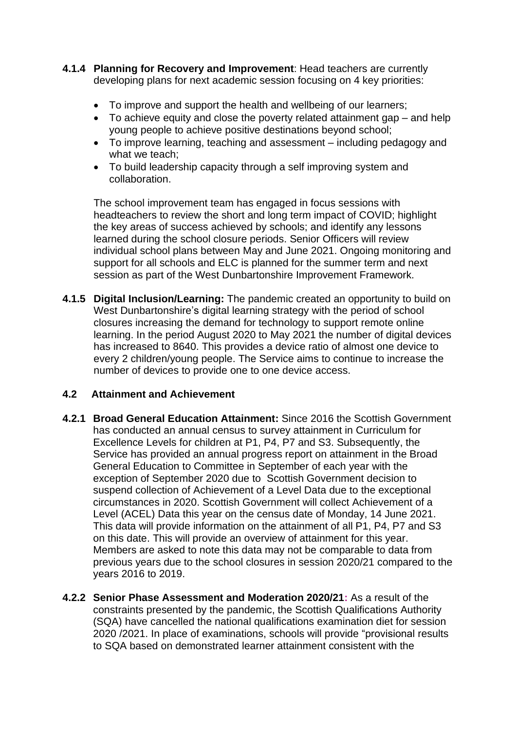**4.1.4 Planning for Recovery and Improvement**: Head teachers are currently developing plans for next academic session focusing on 4 key priorities:

- To improve and support the health and wellbeing of our learners;
- To achieve equity and close the poverty related attainment gap – and help young people to achieve positive destinations beyond school;
- To improve learning, teaching and assessment – including pedagogy and what we teach;
- To build leadership capacity through a self improving system and collaboration.

The school improvement team has engaged in focus sessions with headteachers to review the short and long term impact of COVID; highlight the key areas of success achieved by schools; and identify any lessons learned during the school closure periods. Senior Officers will review individual school plans between May and June 2021. Ongoing monitoring and support for all schools and ELC is planned for the summer term and next session as part of the West Dunbartonshire Improvement Framework.

**4.1.5 Digital Inclusion/Learning:** The pandemic created an opportunity to build on West Dunbartonshire's digital learning strategy with the period of school closures increasing the demand for technology to support remote online learning. In the period August 2020 to May 2021 the number of digital devices has increased to 8640. This provides a device ratio of almost one device to every 2 children/young people. The Service aims to continue to increase the number of devices to provide one to one device access.

## 4.2 Attainment and Achievement

**4.2.1 Broad General Education Attainment:** Since 2016 the Scottish Government has conducted an annual census to survey attainment in Curriculum for Excellence Levels for children at P1, P4, P7 and S3. Subsequently, the Service has provided an annual progress report on attainment in the Broad General Education to Committee in September of each year with the exception of September 2020 due to Scottish Government decision to suspend collection of Achievement of a Level Data due to the exceptional circumstances in 2020. Scottish Government will collect Achievement of a Level (ACEL) Data this year on the census date of Monday, 14 June 2021. This data will provide information on the attainment of all P1, P4, P7 and S3 on this date. This will provide an overview of attainment for this year. Members are asked to note this data may not be comparable to data from previous years due to the school closures in session 2020/21 compared to the years 2016 to 2019.

**4.2.2 Senior Phase Assessment and Moderation 2020/21:** As a result of the constraints presented by the pandemic, the Scottish Qualifications Authority (SQA) have cancelled the national qualifications examination diet for session 2020 /2021. In place of examinations, schools will provide "provisional results to SQA based on demonstrated learner attainment consistent with the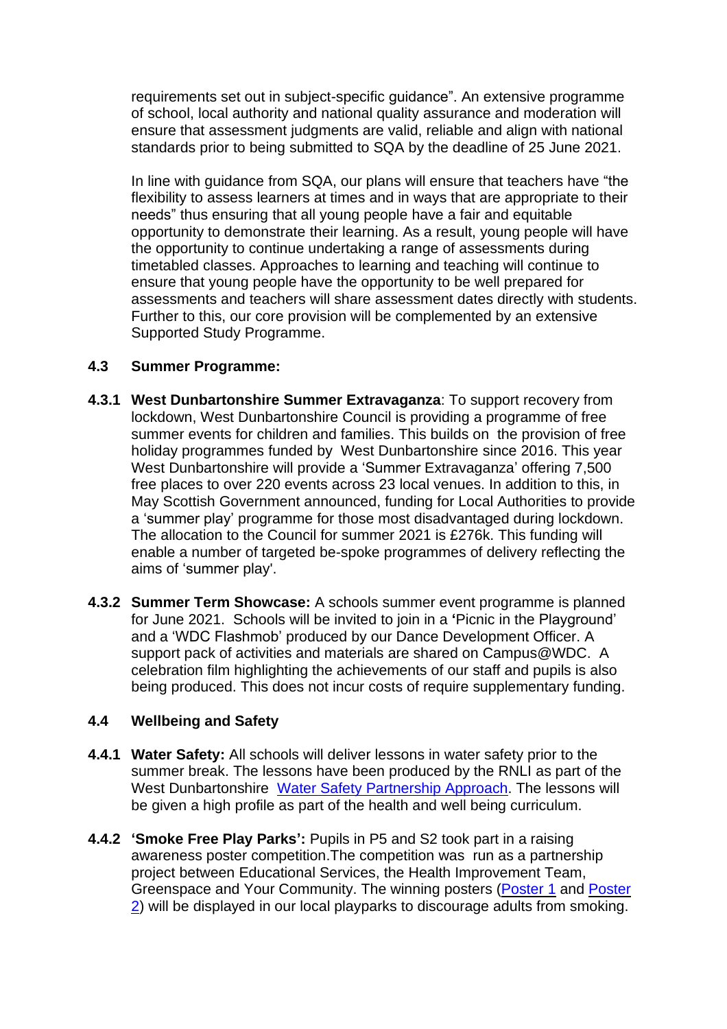requirements set out in subject-specific guidance". An extensive programme of school, local authority and national quality assurance and moderation will ensure that assessment judgments are valid, reliable and align with national standards prior to being submitted to SQA by the deadline of 25 June 2021.

In line with guidance from SQA, our plans will ensure that teachers have "the flexibility to assess learners at times and in ways that are appropriate to their needs" thus ensuring that all young people have a fair and equitable opportunity to demonstrate their learning. As a result, young people will have the opportunity to continue undertaking a range of assessments during timetabled classes. Approaches to learning and teaching will continue to ensure that young people have the opportunity to be well prepared for assessments and teachers will share assessment dates directly with students. Further to this, our core provision will be complemented by an extensive Supported Study Programme.

### 4.3 Summer Programme:

**4.3.1 West Dunbartonshire Summer Extravaganza**: To support recovery from lockdown, West Dunbartonshire Council is providing a programme of free summer events for children and families. This builds on the provision of free holiday programmes funded by West Dunbartonshire since 2016. This year West Dunbartonshire will provide a 'Summer Extravaganza' offering 7,500 free places to over 220 events across 23 local venues. In addition to this, in May Scottish Government announced, funding for Local Authorities to provide a 'summer play' programme for those most disadvantaged during lockdown. The allocation to the Council for summer 2021 is £276k. This funding will enable a number of targeted be-spoke programmes of delivery reflecting the aims of 'summer play'.

**4.3.2 Summer Term Showcase:** A schools summer event programme is planned for June 2021. Schools will be invited to join in a **'**Picnic in the Playground' and a 'WDC Flashmob' produced by our Dance Development Officer. A support pack of activities and materials are shared on Campus@WDC. A celebration film highlighting the achievements of our staff and pupils is also being produced. This does not incur costs of require supplementary funding.

### 4.4 Wellbeing and Safety

**4.4.1 Water Safety:** All schools will deliver lessons in water safety prior to the summer break. The lessons have been produced by the RNLI as part of the West Dunbartonshire Water Safety Partnership Approach. The lessons will be given a high profile as part of the health and well being curriculum.

**4.4.2 'Smoke Free Play Parks':** Pupils in P5 and S2 took part in a raising awareness poster competition.The competition was run as a partnership project between Educational Services, the Health Improvement Team, Greenspace and Your Community. The winning posters (Poster 1 and Poster 2) will be displayed in our local playparks to discourage adults from smoking.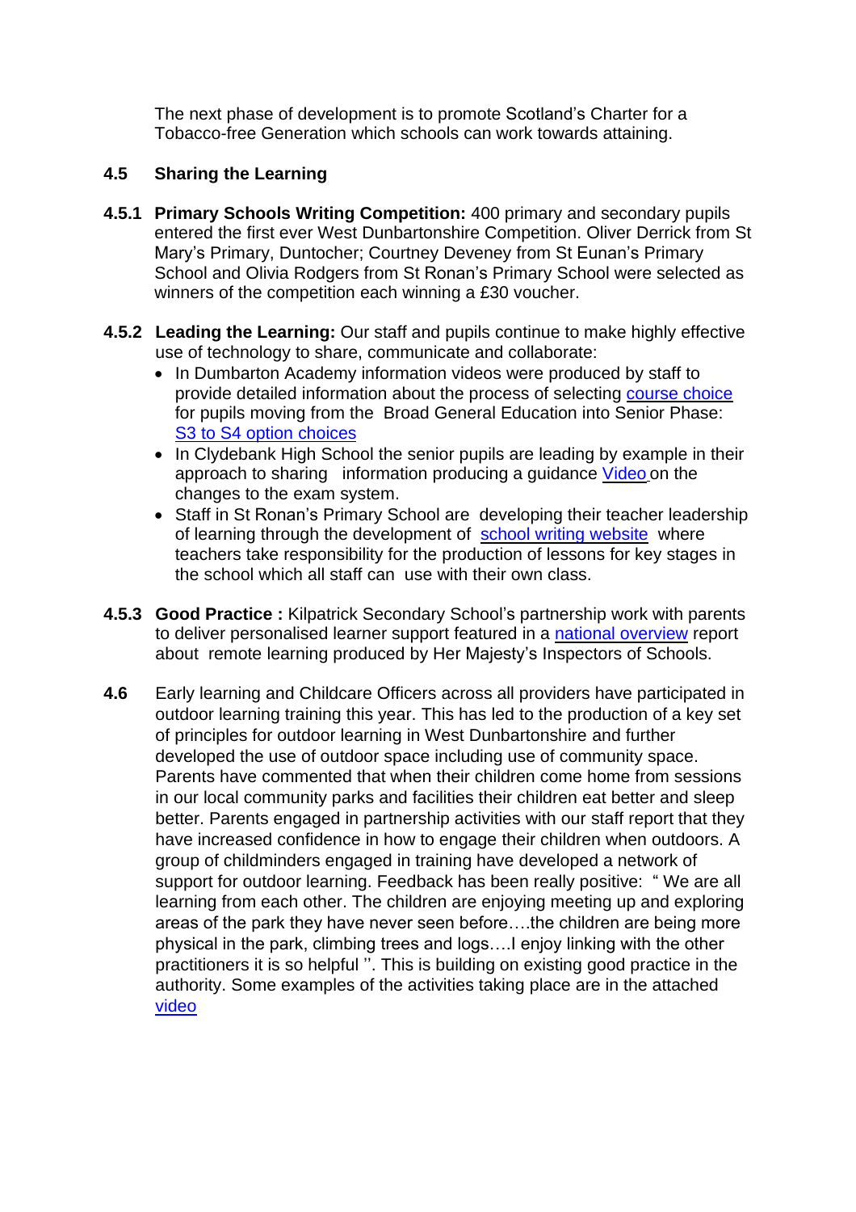The next phase of development is to promote Scotland's Charter for a Tobacco-free Generation which schools can work towards attaining.

**4.5 Sharing the Learning**

**4.5.1 Primary Schools Writing Competition:** 400 primary and secondary pupils entered the first ever West Dunbartonshire Competition. Oliver Derrick from St Mary's Primary, Duntocher; Courtney Deveney from St Eunan's Primary School and Olivia Rodgers from St Ronan's Primary School were selected as winners of the competition each winning a £30 voucher.

**4.5.2 Leading the Learning:** Our staff and pupils continue to make highly effective use of technology to share, communicate and collaborate:

- In Dumbarton Academy information videos were produced by staff to provide detailed information about the process of selecting course choice for pupils moving from the Broad General Education into Senior Phase: S3 to S4 option choices
- In Clydebank High School the senior pupils are leading by example in their approach to sharing information producing a guidance Video on the changes to the exam system.
- Staff in St Ronan's Primary School are developing their teacher leadership of learning through the development of school writing website where teachers take responsibility for the production of lessons for key stages in the school which all staff can use with their own class.

**4.5.3 Good Practice :** Kilpatrick Secondary School's partnership work with parents to deliver personalised learner support featured in a national overview report about remote learning produced by Her Majesty's Inspectors of Schools.

**4.6** Early learning and Childcare Officers across all providers have participated in outdoor learning training this year. This has led to the production of a key set of principles for outdoor learning in West Dunbartonshire and further developed the use of outdoor space including use of community space. Parents have commented that when their children come home from sessions in our local community parks and facilities their children eat better and sleep better. Parents engaged in partnership activities with our staff report that they have increased confidence in how to engage their children when outdoors. A group of childminders engaged in training have developed a network of support for outdoor learning. Feedback has been really positive: " We are all learning from each other. The children are enjoying meeting up and exploring areas of the park they have never seen before….the children are being more physical in the park, climbing trees and logs….I enjoy linking with the other practitioners it is so helpful ''. This is building on existing good practice in the authority. Some examples of the activities taking place are in the attached video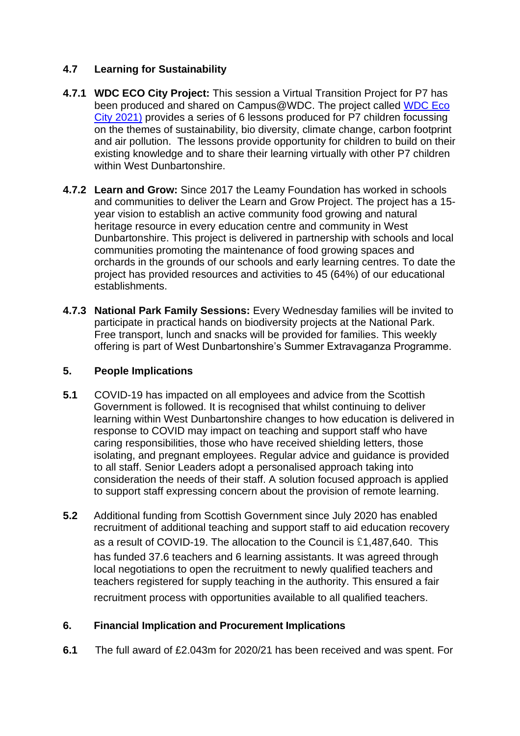## 4.7 Learning for Sustainability

**4.7.1 WDC ECO City Project:** This session a Virtual Transition Project for P7 has been produced and shared on Campus@WDC. The project called WDC Eco City 2021) provides a series of 6 lessons produced for P7 children focussing on the themes of sustainability, bio diversity, climate change, carbon footprint and air pollution. The lessons provide opportunity for children to build on their existing knowledge and to share their learning virtually with other P7 children within West Dunbartonshire.

**4.7.2 Learn and Grow:** Since 2017 the Leamy Foundation has worked in schools and communities to deliver the Learn and Grow Project. The project has a 15-year vision to establish an active community food growing and natural heritage resource in every education centre and community in West Dunbartonshire. This project is delivered in partnership with schools and local communities promoting the maintenance of food growing spaces and orchards in the grounds of our schools and early learning centres. To date the project has provided resources and activities to 45 (64%) of our educational establishments.

**4.7.3 National Park Family Sessions:** Every Wednesday families will be invited to participate in practical hands on biodiversity projects at the National Park. Free transport, lunch and snacks will be provided for families. This weekly offering is part of West Dunbartonshire's Summer Extravaganza Programme.

## 5. People Implications

**5.1** COVID-19 has impacted on all employees and advice from the Scottish Government is followed. It is recognised that whilst continuing to deliver learning within West Dunbartonshire changes to how education is delivered in response to COVID may impact on teaching and support staff who have caring responsibilities, those who have received shielding letters, those isolating, and pregnant employees. Regular advice and guidance is provided to all staff. Senior Leaders adopt a personalised approach taking into consideration the needs of their staff. A solution focused approach is applied to support staff expressing concern about the provision of remote learning.

**5.2** Additional funding from Scottish Government since July 2020 has enabled recruitment of additional teaching and support staff to aid education recovery as a result of COVID-19. The allocation to the Council is £1,487,640. This has funded 37.6 teachers and 6 learning assistants. It was agreed through local negotiations to open the recruitment to newly qualified teachers and teachers registered for supply teaching in the authority. This ensured a fair recruitment process with opportunities available to all qualified teachers.

## 6. Financial Implication and Procurement Implications

**6.1** The full award of £2.043m for 2020/21 has been received and was spent. For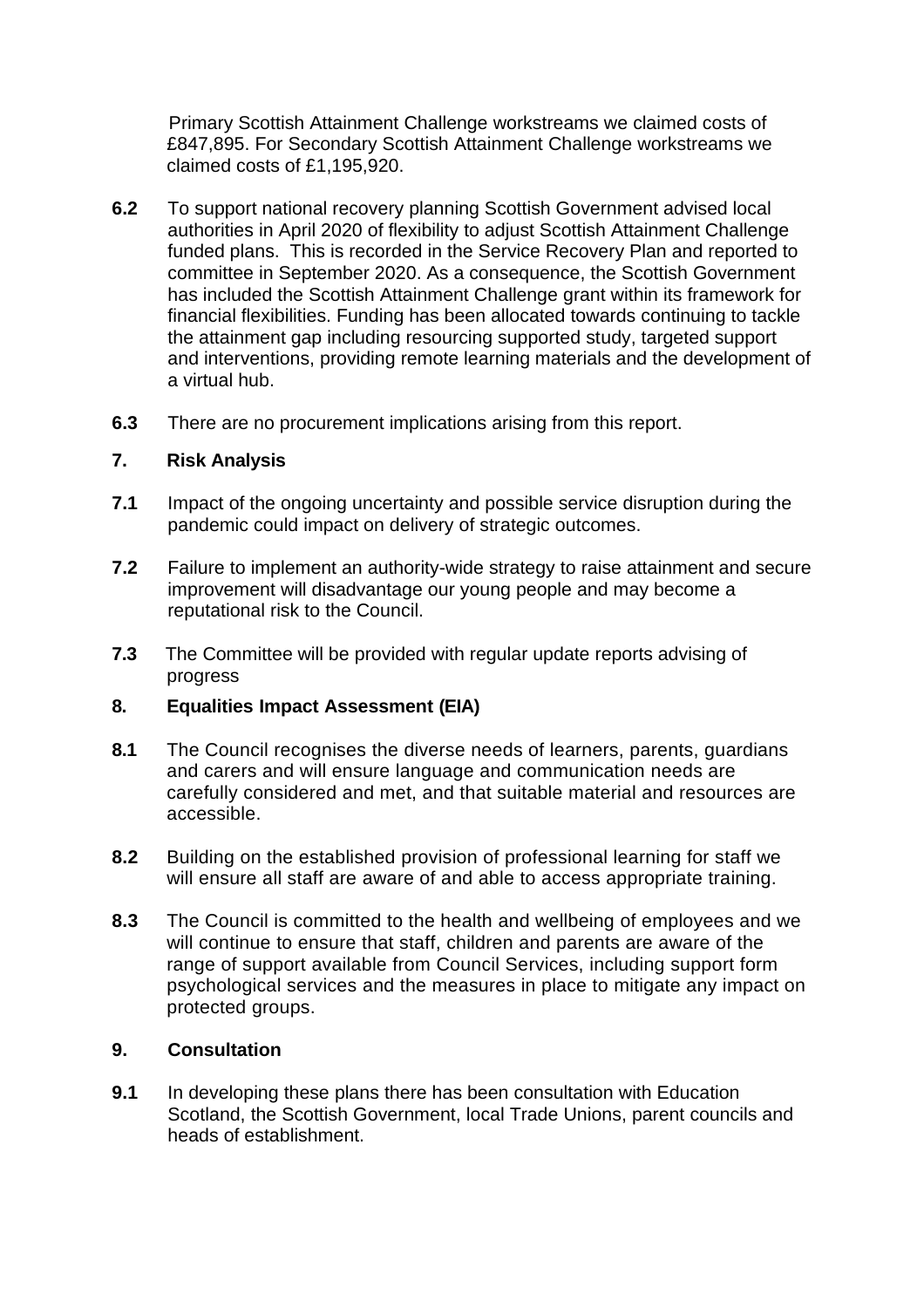Primary Scottish Attainment Challenge workstreams we claimed costs of £847,895. For Secondary Scottish Attainment Challenge workstreams we claimed costs of £1,195,920.

**6.2** To support national recovery planning Scottish Government advised local authorities in April 2020 of flexibility to adjust Scottish Attainment Challenge funded plans. This is recorded in the Service Recovery Plan and reported to committee in September 2020. As a consequence, the Scottish Government has included the Scottish Attainment Challenge grant within its framework for financial flexibilities. Funding has been allocated towards continuing to tackle the attainment gap including resourcing supported study, targeted support and interventions, providing remote learning materials and the development of a virtual hub.

**6.3** There are no procurement implications arising from this report.

## 7. Risk Analysis

**7.1** Impact of the ongoing uncertainty and possible service disruption during the pandemic could impact on delivery of strategic outcomes.

**7.2** Failure to implement an authority-wide strategy to raise attainment and secure improvement will disadvantage our young people and may become a reputational risk to the Council.

**7.3** The Committee will be provided with regular update reports advising of progress

## 8. Equalities Impact Assessment (EIA)

**8.1** The Council recognises the diverse needs of learners, parents, guardians and carers and will ensure language and communication needs are carefully considered and met, and that suitable material and resources are accessible.

**8.2** Building on the established provision of professional learning for staff we will ensure all staff are aware of and able to access appropriate training.

**8.3** The Council is committed to the health and wellbeing of employees and we will continue to ensure that staff, children and parents are aware of the range of support available from Council Services, including support form psychological services and the measures in place to mitigate any impact on protected groups.

## 9. Consultation

**9.1** In developing these plans there has been consultation with Education Scotland, the Scottish Government, local Trade Unions, parent councils and heads of establishment.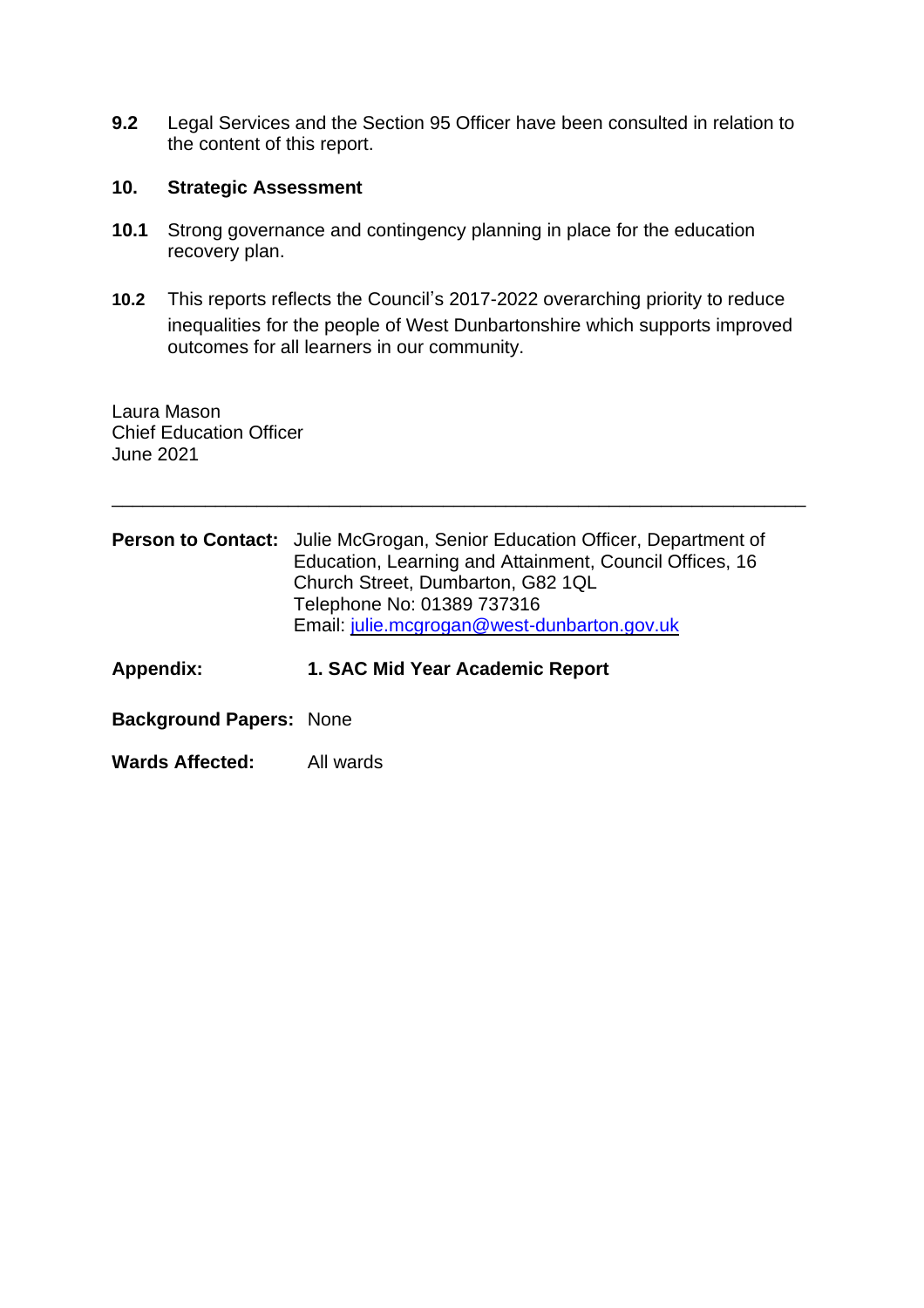**9.2** Legal Services and the Section 95 Officer have been consulted in relation to the content of this report.

## 10. Strategic Assessment

**10.1** Strong governance and contingency planning in place for the education recovery plan.

**10.2** This reports reflects the Council's 2017-2022 overarching priority to reduce inequalities for the people of West Dunbartonshire which supports improved outcomes for all learners in our community.

Laura Mason
Chief Education Officer
June 2021

---

**Person to Contact:** Julie McGrogan, Senior Education Officer, Department of Education, Learning and Attainment, Council Offices, 16 Church Street, Dumbarton, G82 1QL
Telephone No: 01389 737316
Email: julie.mcgrogan@west-dunbarton.gov.uk

**Appendix:** **1. SAC Mid Year Academic Report**

**Background Papers:** None

**Wards Affected:** All wards